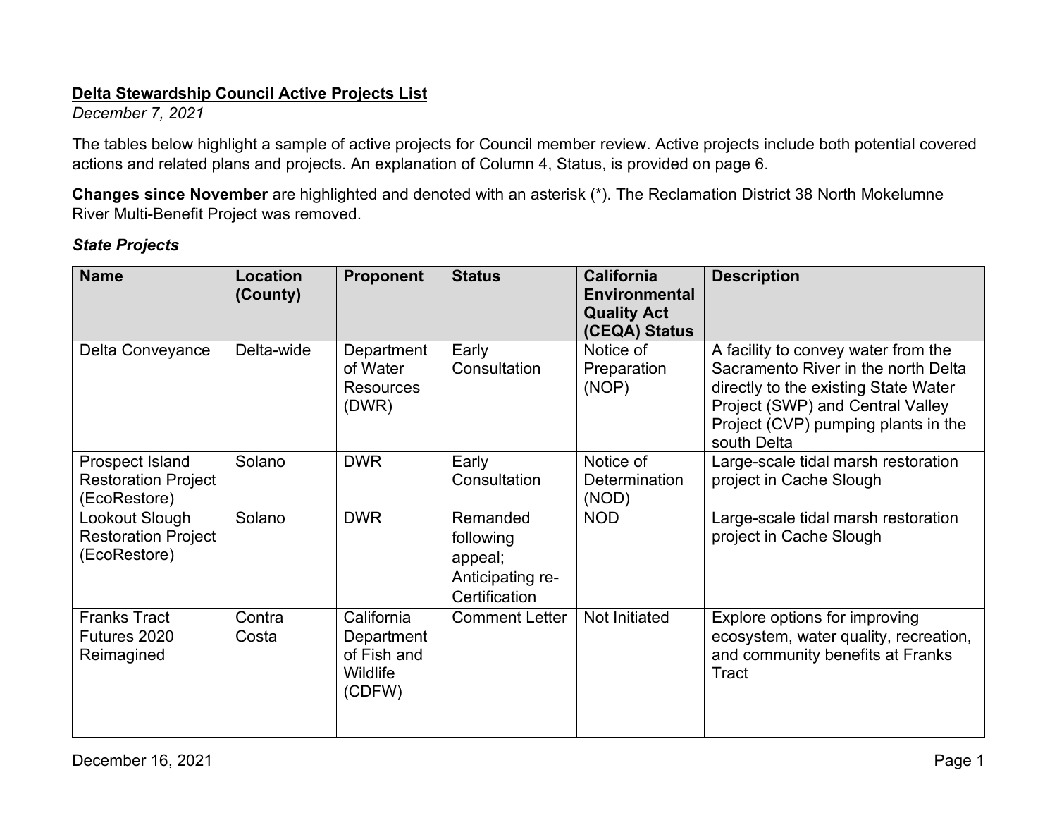**Delta Stewardship Council Active Projects List**

*December 7, 2021*

The tables below highlight a sample of active projects for Council member review. Active projects include both potential covered actions and related plans and projects. An explanation of Column 4, Status, is provided on page 6.

**Changes since November** are highlighted and denoted with an asterisk (*). The Reclamation District 38 North Mokelumne River Multi-Benefit Project was removed.

### *State Projects*

| Name | Location (County) | Proponent | Status | California Environmental Quality Act (CEQA) Status | Description |
|---|---|---|---|---|---|
| Delta Conveyance | Delta-wide | Department of Water Resources (DWR) | Early Consultation | Notice of Preparation (NOP) | A facility to convey water from the Sacramento River in the north Delta directly to the existing State Water Project (SWP) and Central Valley Project (CVP) pumping plants in the south Delta |
| Prospect Island Restoration Project (EcoRestore) | Solano | DWR | Early Consultation | Notice of Determination (NOD) | Large-scale tidal marsh restoration project in Cache Slough |
| Lookout Slough Restoration Project (EcoRestore) | Solano | DWR | Remanded following appeal; Anticipating re-Certification | NOD | Large-scale tidal marsh restoration project in Cache Slough |
| Franks Tract Futures 2020 Reimagined | Contra Costa | California Department of Fish and Wildlife (CDFW) | Comment Letter | Not Initiated | Explore options for improving ecosystem, water quality, recreation, and community benefits at Franks Tract |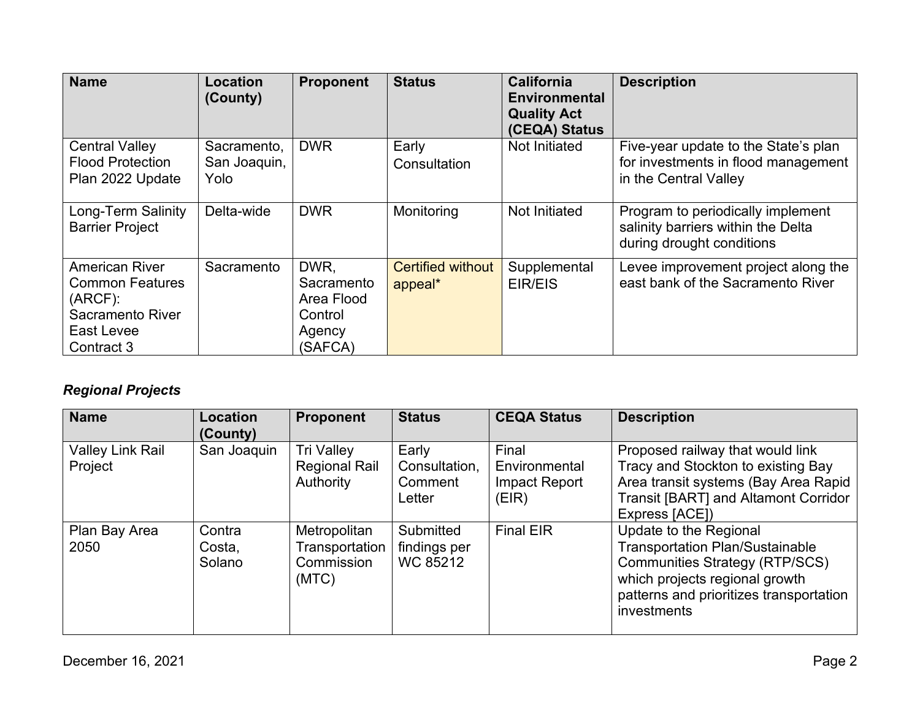| Name | Location (County) | Proponent | Status | California Environmental Quality Act (CEQA) Status | Description |
|---|---|---|---|---|---|
| Central Valley Flood Protection Plan 2022 Update | Sacramento, San Joaquin, Yolo | DWR | Early Consultation | Not Initiated | Five-year update to the State's plan for investments in flood management in the Central Valley |
| Long-Term Salinity Barrier Project | Delta-wide | DWR | Monitoring | Not Initiated | Program to periodically implement salinity barriers within the Delta during drought conditions |
| American River Common Features (ARCF): Sacramento River East Levee Contract 3 | Sacramento | DWR, Sacramento Area Flood Control Agency (SAFCA) | Certified without appeal* | Supplemental EIR/EIS | Levee improvement project along the east bank of the Sacramento River |

***Regional Projects***

| Name | Location (County) | Proponent | Status | CEQA Status | Description |
|---|---|---|---|---|---|
| Valley Link Rail Project | San Joaquin | Tri Valley Regional Rail Authority | Early Consultation, Comment Letter | Final Environmental Impact Report (EIR) | Proposed railway that would link Tracy and Stockton to existing Bay Area transit systems (Bay Area Rapid Transit [BART] and Altamont Corridor Express [ACE]) |
| Plan Bay Area 2050 | Contra Costa, Solano | Metropolitan Transportation Commission (MTC) | Submitted findings per WC 85212 | Final EIR | Update to the Regional Transportation Plan/Sustainable Communities Strategy (RTP/SCS) which projects regional growth patterns and prioritizes transportation investments |

December 16, 2021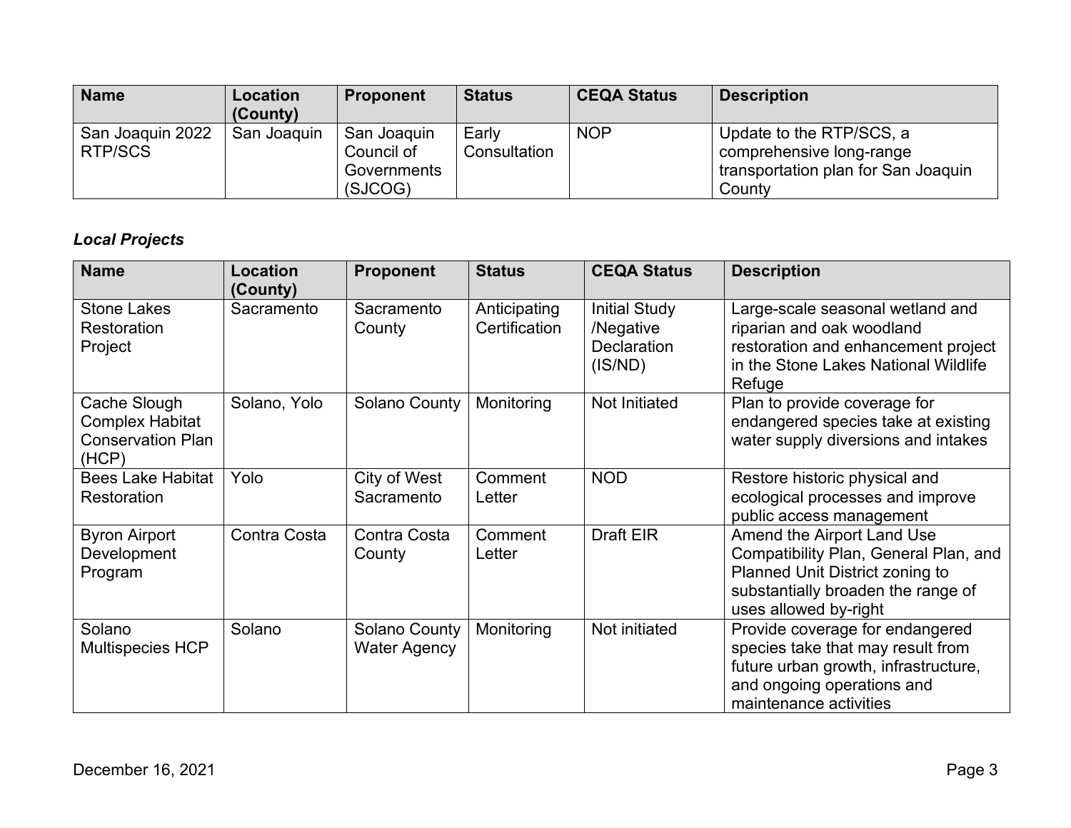| Name | Location (County) | Proponent | Status | CEQA Status | Description |
| --- | --- | --- | --- | --- | --- |
| San Joaquin 2022 RTP/SCS | San Joaquin | San Joaquin Council of Governments (SJCOG) | Early Consultation | NOP | Update to the RTP/SCS, a comprehensive long-range transportation plan for San Joaquin County |

***Local Projects***

| Name | Location (County) | Proponent | Status | CEQA Status | Description |
| --- | --- | --- | --- | --- | --- |
| Stone Lakes Restoration Project | Sacramento | Sacramento County | Anticipating Certification | Initial Study /Negative Declaration (IS/ND) | Large-scale seasonal wetland and riparian and oak woodland restoration and enhancement project in the Stone Lakes National Wildlife Refuge |
| Cache Slough Complex Habitat Conservation Plan (HCP) | Solano, Yolo | Solano County | Monitoring | Not Initiated | Plan to provide coverage for endangered species take at existing water supply diversions and intakes |
| Bees Lake Habitat Restoration | Yolo | City of West Sacramento | Comment Letter | NOD | Restore historic physical and ecological processes and improve public access management |
| Byron Airport Development Program | Contra Costa | Contra Costa County | Comment Letter | Draft EIR | Amend the Airport Land Use Compatibility Plan, General Plan, and Planned Unit District zoning to substantially broaden the range of uses allowed by-right |
| Solano Multispecies HCP | Solano | Solano County Water Agency | Monitoring | Not initiated | Provide coverage for endangered species take that may result from future urban growth, infrastructure, and ongoing operations and maintenance activities |

December 16, 2021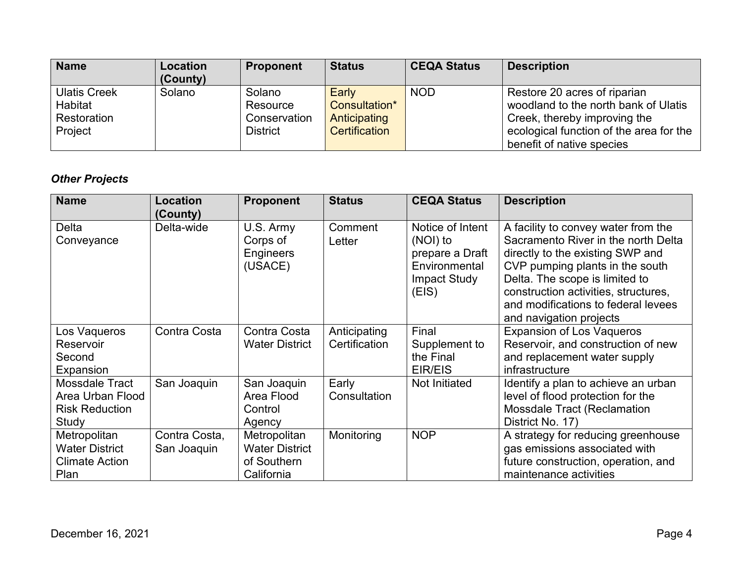| Name | Location (County) | Proponent | Status | CEQA Status | Description |
|---|---|---|---|---|---|
| Ulatis Creek Habitat Restoration Project | Solano | Solano Resource Conservation District | Early Consultation* Anticipating Certification | NOD | Restore 20 acres of riparian woodland to the north bank of Ulatis Creek, thereby improving the ecological function of the area for the benefit of native species |

***Other Projects***

| Name | Location (County) | Proponent | Status | CEQA Status | Description |
|---|---|---|---|---|---|
| Delta Conveyance | Delta-wide | U.S. Army Corps of Engineers (USACE) | Comment Letter | Notice of Intent (NOI) to prepare a Draft Environmental Impact Study (EIS) | A facility to convey water from the Sacramento River in the north Delta directly to the existing SWP and CVP pumping plants in the south Delta. The scope is limited to construction activities, structures, and modifications to federal levees and navigation projects |
| Los Vaqueros Reservoir Second Expansion | Contra Costa | Contra Costa Water District | Anticipating Certification | Final Supplement to the Final EIR/EIS | Expansion of Los Vaqueros Reservoir, and construction of new and replacement water supply infrastructure |
| Mossdale Tract Area Urban Flood Risk Reduction Study | San Joaquin | San Joaquin Area Flood Control Agency | Early Consultation | Not Initiated | Identify a plan to achieve an urban level of flood protection for the Mossdale Tract (Reclamation District No. 17) |
| Metropolitan Water District Climate Action Plan | Contra Costa, San Joaquin | Metropolitan Water District of Southern California | Monitoring | NOP | A strategy for reducing greenhouse gas emissions associated with future construction, operation, and maintenance activities |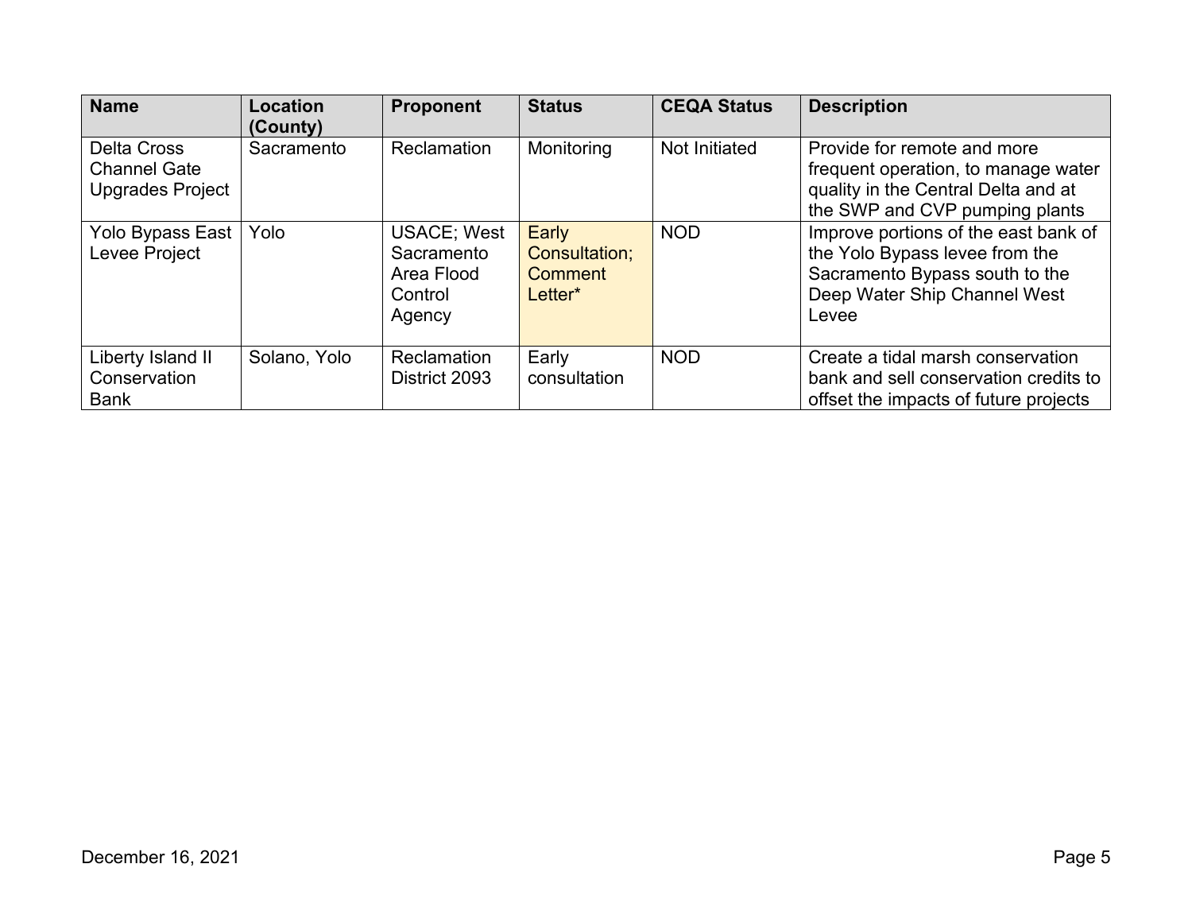| Name | Location (County) | Proponent | Status | CEQA Status | Description |
|---|---|---|---|---|---|
| Delta Cross Channel Gate Upgrades Project | Sacramento | Reclamation | Monitoring | Not Initiated | Provide for remote and more frequent operation, to manage water quality in the Central Delta and at the SWP and CVP pumping plants |
| Yolo Bypass East Levee Project | Yolo | USACE; West Sacramento Area Flood Control Agency | Early Consultation; Comment Letter* | NOD | Improve portions of the east bank of the Yolo Bypass levee from the Sacramento Bypass south to the Deep Water Ship Channel West Levee |
| Liberty Island II Conservation Bank | Solano, Yolo | Reclamation District 2093 | Early consultation | NOD | Create a tidal marsh conservation bank and sell conservation credits to offset the impacts of future projects |

December 16, 2021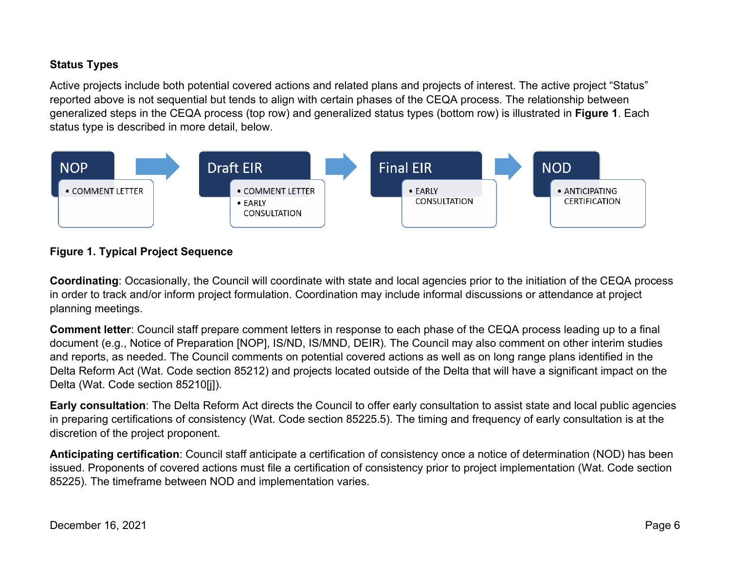### Status Types

Active projects include both potential covered actions and related plans and projects of interest. The active project “Status” reported above is not sequential but tends to align with certain phases of the CEQA process. The relationship between generalized steps in the CEQA process (top row) and generalized status types (bottom row) is illustrated in **Figure 1**. Each status type is described in more detail, below.

NOP
- COMMENT LETTER

Draft EIR
- COMMENT LETTER
- EARLY CONSULTATION

Final EIR
- EARLY CONSULTATION

NOD
- ANTICIPATING CERTIFICATION

**Figure 1. Typical Project Sequence**

**Coordinating**: Occasionally, the Council will coordinate with state and local agencies prior to the initiation of the CEQA process in order to track and/or inform project formulation. Coordination may include informal discussions or attendance at project planning meetings.

**Comment letter**: Council staff prepare comment letters in response to each phase of the CEQA process leading up to a final document (e.g., Notice of Preparation [NOP], IS/ND, IS/MND, DEIR). The Council may also comment on other interim studies and reports, as needed. The Council comments on potential covered actions as well as on long range plans identified in the Delta Reform Act (Wat. Code section 85212) and projects located outside of the Delta that will have a significant impact on the Delta (Wat. Code section 85210[j]).

**Early consultation**: The Delta Reform Act directs the Council to offer early consultation to assist state and local public agencies in preparing certifications of consistency (Wat. Code section 85225.5). The timing and frequency of early consultation is at the discretion of the project proponent.

**Anticipating certification**: Council staff anticipate a certification of consistency once a notice of determination (NOD) has been issued. Proponents of covered actions must file a certification of consistency prior to project implementation (Wat. Code section 85225). The timeframe between NOD and implementation varies.